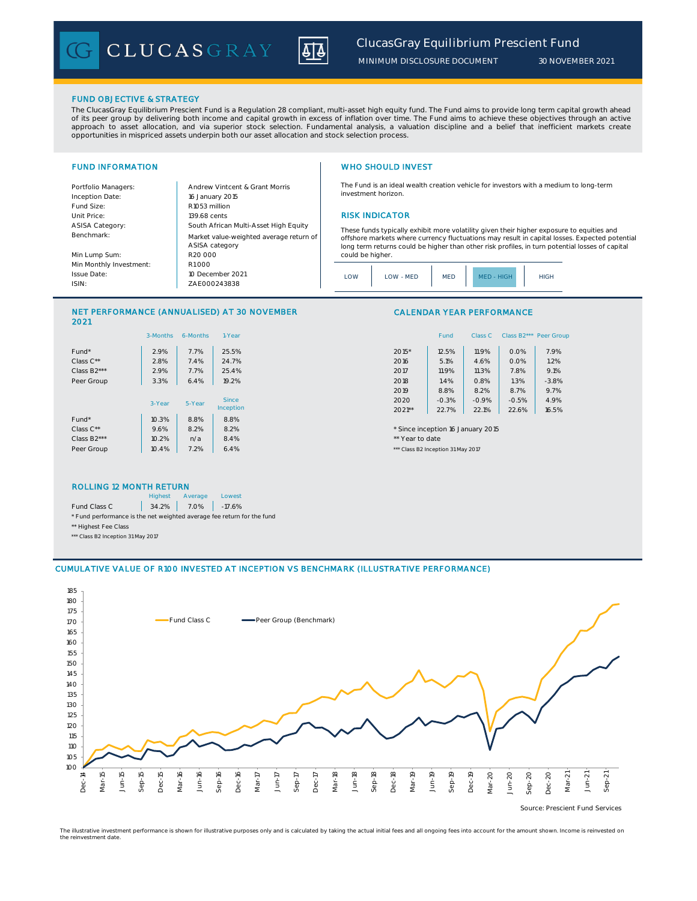# ClucasGray Equilibrium Prescient Fund

MINIMUM DISCLOSURE DOCUMENT 30 NOVEMBER 2021

## FUND OBJECTIVE & STRATEGY

The ClucasGray Equilibrium Prescient Fund is a Regulation 28 compliant, multi-asset high equity fund. The Fund aims to provide long term capital growth ahead of its peer group by delivering both income and capital growth in excess of inflation over time. The Fund aims to achieve these objectives through an active approach to asset allocation, and via superior stock selection. Fundamental analysis, a valuation discipline and a belief that inefficient markets create opportunities in mispriced assets underpin both our asset allocation and stock selection process.

## FUND INFORMATION

| | |
|---|---|
| Portfolio Managers: | Andrew Vintcent & Grant Morris |
| Inception Date: | 16 January 2015 |
| Fund Size: | R1053 million |
| Unit Price: | 139.68 cents |
| ASISA Category: | South African Multi-Asset High Equity |
| Benchmark: | Market value-weighted average return of ASISA category |
| Min Lump Sum: | R20 000 |
| Min Monthly Investment: | R1000 |
| Issue Date: | 10 December 2021 |
| ISIN: | ZAE000243838 |

## WHO SHOULD INVEST

The Fund is an ideal wealth creation vehicle for investors with a medium to long-term investment horizon.

## RISK INDICATOR

These funds typically exhibit more volatility given their higher exposure to equities and offshore markets where currency fluctuations may result in capital losses. Expected potential long term returns could be higher than other risk profiles, in turn potential losses of capital could be higher.

| LOW | LOW - MED | MED | **MED - HIGH** | HIGH |
|---|---|---|---|---|

## NET PERFORMANCE (ANNUALISED) AT 30 NOVEMBER 2021

| | 3-Months | 6-Months | 1-Year |
|---|---|---|---|
| Fund* | 2.9% | 7.7% | 25.5% |
| Class C** | 2.8% | 7.4% | 24.7% |
| Class B2*** | 2.9% | 7.7% | 25.4% |
| Peer Group | 3.3% | 6.4% | 19.2% |

| | 3-Year | 5-Year | Since Inception |
|---|---|---|---|
| Fund* | 10.3% | 8.8% | 8.8% |
| Class C** | 9.6% | 8.2% | 8.2% |
| Class B2*** | 10.2% | n/a | 8.4% |
| Peer Group | 10.4% | 7.2% | 6.4% |

## CALENDAR YEAR PERFORMANCE

| | Fund | Class C | Class B2*** | Peer Group |
|---|---|---|---|---|
| 2015* | 12.5% | 11.9% | 0.0% | 7.9% |
| 2016 | 5.1% | 4.6% | 0.0% | 1.2% |
| 2017 | 11.9% | 11.3% | 7.8% | 9.1% |
| 2018 | 1.4% | 0.8% | 1.3% | -3.8% |
| 2019 | 8.8% | 8.2% | 8.7% | 9.7% |
| 2020 | -0.3% | -0.9% | -0.5% | 4.9% |
| 2021** | 22.7% | 22.1% | 22.6% | 16.5% |

\* Since inception 16 January 2015

** Year to date

*** Class B2 Inception 31 May 2017

## ROLLING 12 MONTH RETURN

| | Highest | Average | Lowest |
|---|---|---|---|
| Fund Class C | 34.2% | 7.0% | -17.6% |

\* Fund performance is the net weighted average fee return for the fund

** Highest Fee Class

*** Class B2 Inception 31 May 2017

## CUMULATIVE VALUE OF R100 INVESTED AT INCEPTION VS BENCHMARK (ILLUSTRATIVE PERFORMANCE)

Source: Prescient Fund Services

The illustrative investment performance is shown for illustrative purposes only and is calculated by taking the actual initial fees and all ongoing fees into account for the amount shown. Income is reinvested on the reinvestment date.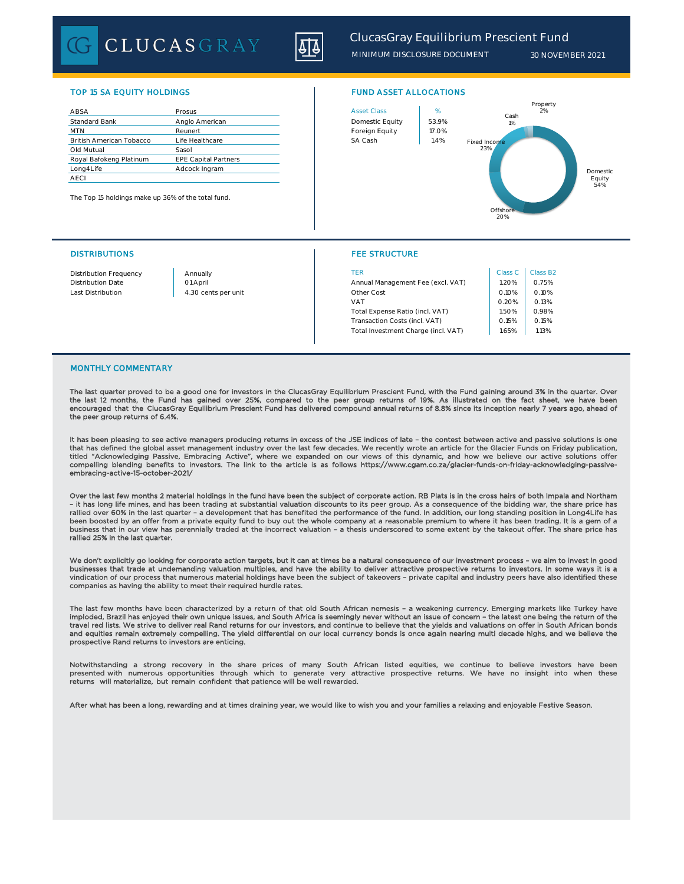# ClucasGray Equilibrium Prescient Fund

MINIMUM DISCLOSURE DOCUMENT 30 NOVEMBER 2021

## TOP 15 SA EQUITY HOLDINGS

| | |
|---|---|
| ABSA | Prosus |
| Standard Bank | Anglo American |
| MTN | Reunert |
| British American Tobacco | Life Healthcare |
| Old Mutual | Sasol |
| Royal Bafokeng Platinum | EPE Capital Partners |
| Long4Life | Adcock Ingram |
| AECI | |

The Top 15 holdings make up 36% of the total fund.

## FUND ASSET ALLOCATIONS

| Asset Class | % |
|---|---|
| Domestic Equity | 53.9% |
| Foreign Equity | 17.0% |
| SA Cash | 1.4% |

Property 2%, Cash 1%, Fixed Income 23%, Domestic Equity 54%, Offshore 20%

## DISTRIBUTIONS

| | |
|---|---|
| Distribution Frequency | Annually |
| Distribution Date | 01 April |
| Last Distribution | 4.30 cents per unit |

## FEE STRUCTURE

| TER | Class C | Class B2 |
|---|---|---|
| Annual Management Fee (excl. VAT) | 1.20% | 0.75% |
| Other Cost | 0.10% | 0.10% |
| VAT | 0.20% | 0.13% |
| Total Expense Ratio (incl. VAT) | 1.50% | 0.98% |
| Transaction Costs (incl. VAT) | 0.15% | 0.15% |
| Total Investment Charge (incl. VAT) | 1.65% | 1.13% |

## MONTHLY COMMENTARY

The last quarter proved to be a good one for investors in the ClucasGray Equilibrium Prescient Fund, with the Fund gaining around 3% in the quarter. Over the last 12 months, the Fund has gained over 25%, compared to the peer group returns of 19%. As illustrated on the fact sheet, we have been encouraged that the ClucasGray Equilibrium Prescient Fund has delivered compound annual returns of 8.8% since its inception nearly 7 years ago, ahead of the peer group returns of 6.4%.

It has been pleasing to see active managers producing returns in excess of the JSE indices of late – the contest between active and passive solutions is one that has defined the global asset management industry over the last few decades. We recently wrote an article for the Glacier Funds on Friday publication, titled "Acknowledging Passive, Embracing Active", where we expanded on our views of this dynamic, and how we believe our active solutions offer compelling blending benefits to investors. The link to the article is as follows https://www.cgam.co.za/glacier-funds-on-friday-acknowledging-passive-embracing-active-15-october-2021/

Over the last few months 2 material holdings in the fund have been the subject of corporate action. RB Plats is in the cross hairs of both Impala and Northam – it has long life mines, and has been trading at substantial valuation discounts to its peer group. As a consequence of the bidding war, the share price has rallied over 60% in the last quarter – a development that has benefited the performance of the fund. In addition, our long standing position in Long4Life has been boosted by an offer from a private equity fund to buy out the whole company at a reasonable premium to where it has been trading. It is a gem of a business that in our view has perennially traded at the incorrect valuation – a thesis underscored to some extent by the takeout offer. The share price has rallied 25% in the last quarter.

We don't explicitly go looking for corporate action targets, but it can at times be a natural consequence of our investment process – we aim to invest in good businesses that trade at undemanding valuation multiples, and have the ability to deliver attractive prospective returns to investors. In some ways it is a vindication of our process that numerous material holdings have been the subject of takeovers – private capital and industry peers have also identified these companies as having the ability to meet their required hurdle rates.

The last few months have been characterized by a return of that old South African nemesis – a weakening currency. Emerging markets like Turkey have imploded, Brazil has enjoyed their own unique issues, and South Africa is seemingly never without an issue of concern – the latest one being the return of the travel red lists. We strive to deliver real Rand returns for our investors, and continue to believe that the yields and valuations on offer in South African bonds and equities remain extremely compelling. The yield differential on our local currency bonds is once again nearing multi decade highs, and we believe the prospective Rand returns to investors are enticing.

Notwithstanding a strong recovery in the share prices of many South African listed equities, we continue to believe investors have been presented with numerous opportunities through which to generate very attractive prospective returns. We have no insight into when these returns will materialize, but remain confident that patience will be well rewarded.

After what has been a long, rewarding and at times draining year, we would like to wish you and your families a relaxing and enjoyable Festive Season.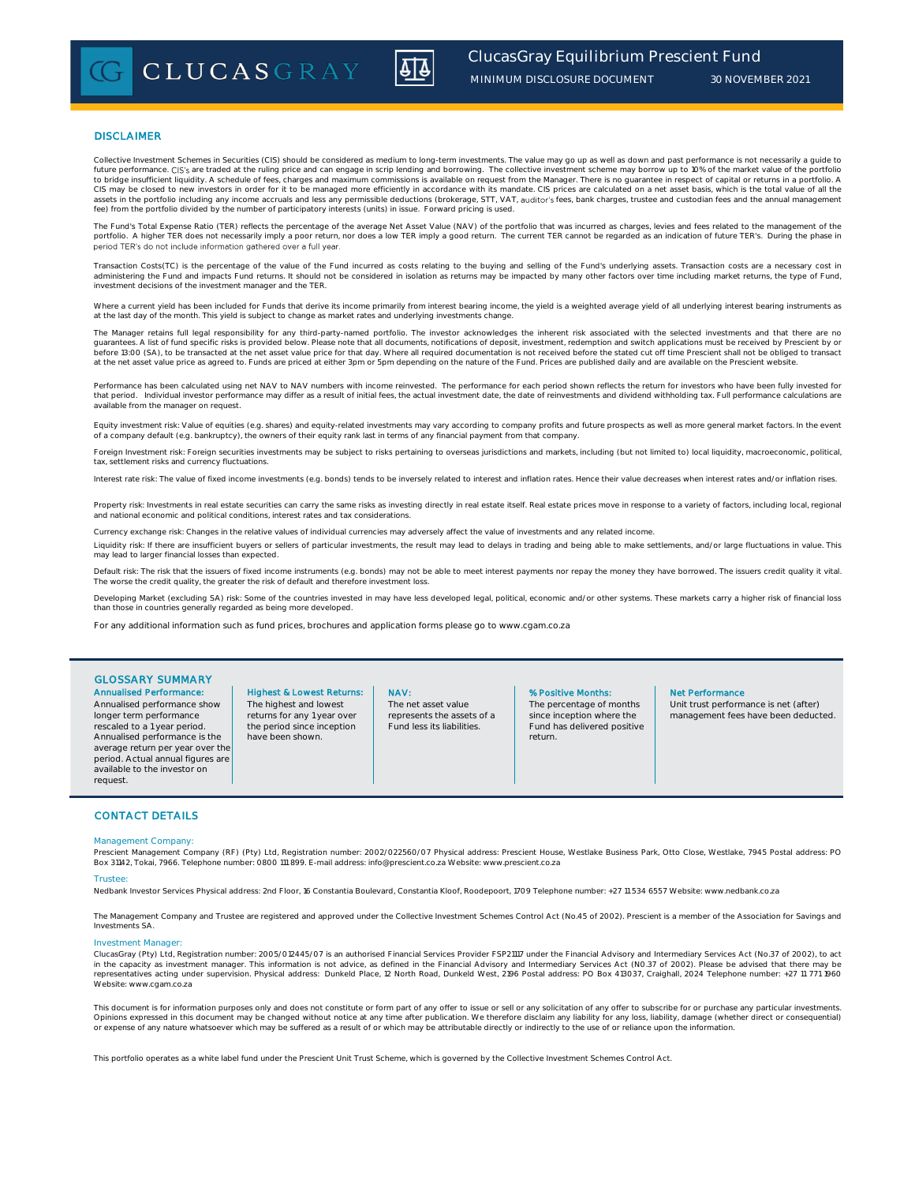# ClucasGray Equilibrium Prescient Fund

MINIMUM DISCLOSURE DOCUMENT 30 NOVEMBER 2021

## DISCLAIMER

Collective Investment Schemes in Securities (CIS) should be considered as medium to long-term investments. The value may go up as well as down and past performance is not necessarily a guide to future performance. CIS's are traded at the ruling price and can engage in scrip lending and borrowing. The collective investment scheme may borrow up to 10% of the market value of the portfolio to bridge insufficient liquidity. A schedule of fees, charges and maximum commissions is available on request from the Manager. There is no guarantee in respect of capital or returns in a portfolio. A CIS may be closed to new investors in order for it to be managed more efficiently in accordance with its mandate. CIS prices are calculated on a net asset basis, which is the total value of all the assets in the portfolio including any income accruals and less any permissible deductions (brokerage, STT, VAT, auditor's fees, bank charges, trustee and custodian fees and the annual management fee) from the portfolio divided by the number of participatory interests (units) in issue. Forward pricing is used.

The Fund's Total Expense Ratio (TER) reflects the percentage of the average Net Asset Value (NAV) of the portfolio that was incurred as charges, levies and fees related to the management of the portfolio. A higher TER does not necessarily imply a poor return, nor does a low TER imply a good return. The current TER cannot be regarded as an indication of future TER's. During the phase in period TER's do not include information gathered over a full year.

Transaction Costs(TC) is the percentage of the value of the Fund incurred as costs relating to the buying and selling of the Fund's underlying assets. Transaction costs are a necessary cost in administering the Fund and impacts Fund returns. It should not be considered in isolation as returns may be impacted by many other factors over time including market returns, the type of Fund, investment decisions of the investment manager and the TER.

Where a current yield has been included for Funds that derive its income primarily from interest bearing income, the yield is a weighted average yield of all underlying interest bearing instruments as at the last day of the month. This yield is subject to change as market rates and underlying investments change.

The Manager retains full legal responsibility for any third-party-named portfolio. The investor acknowledges the inherent risk associated with the selected investments and that there are no guarantees. A list of fund specific risks is provided below. Please note that all documents, notifications of deposit, investment, redemption and switch applications must be received by Prescient by or before 13:00 (SA), to be transacted at the net asset value price for that day. Where all required documentation is not received before the stated cut off time Prescient shall not be obliged to transact at the net asset value price as agreed to. Funds are priced at either 3pm or 5pm depending on the nature of the Fund. Prices are published daily and are available on the Prescient website.

Performance has been calculated using net NAV to NAV numbers with income reinvested. The performance for each period shown reflects the return for investors who have been fully invested for that period. Individual investor performance may differ as a result of initial fees, the actual investment date, the date of reinvestments and dividend withholding tax. Full performance calculations are available from the manager on request.

Equity investment risk: Value of equities (e.g. shares) and equity-related investments may vary according to company profits and future prospects as well as more general market factors. In the event of a company default (e.g. bankruptcy), the owners of their equity rank last in terms of any financial payment from that company.

Foreign Investment risk: Foreign securities investments may be subject to risks pertaining to overseas jurisdictions and markets, including (but not limited to) local liquidity, macroeconomic, political, tax, settlement risks and currency fluctuations.

Interest rate risk: The value of fixed income investments (e.g. bonds) tends to be inversely related to interest and inflation rates. Hence their value decreases when interest rates and/or inflation rises.

Property risk: Investments in real estate securities can carry the same risks as investing directly in real estate itself. Real estate prices move in response to a variety of factors, including local, regional and national economic and political conditions, interest rates and tax considerations.

Currency exchange risk: Changes in the relative values of individual currencies may adversely affect the value of investments and any related income.

Liquidity risk: If there are insufficient buyers or sellers of particular investments, the result may lead to delays in trading and being able to make settlements, and/or large fluctuations in value. This may lead to larger financial losses than expected.

Default risk: The risk that the issuers of fixed income instruments (e.g. bonds) may not be able to meet interest payments nor repay the money they have borrowed. The issuers credit quality it vital. The worse the credit quality, the greater the risk of default and therefore investment loss.

Developing Market (excluding SA) risk: Some of the countries invested in may have less developed legal, political, economic and/or other systems. These markets carry a higher risk of financial loss than those in countries generally regarded as being more developed.

For any additional information such as fund prices, brochures and application forms please go to www.cgam.co.za

## GLOSSARY SUMMARY

**Annualised Performance:** Annualised performance show longer term performance rescaled to a 1 year period. Annualised performance is the average return per year over the period. Actual annual figures are available to the investor on request.

**Highest & Lowest Returns:** The highest and lowest returns for any 1 year over the period since inception have been shown.

**NAV:** The net asset value represents the assets of a Fund less its liabilities.

**% Positive Months:** The percentage of months since inception where the Fund has delivered positive return.

**Net Performance** Unit trust performance is net (after) management fees have been deducted.

## CONTACT DETAILS

### Management Company:

Prescient Management Company (RF) (Pty) Ltd, Registration number: 2002/022560/07 Physical address: Prescient House, Westlake Business Park, Otto Close, Westlake, 7945 Postal address: PO Box 31142, Tokai, 7966. Telephone number: 0800 111 899. E-mail address: info@prescient.co.za Website: www.prescient.co.za

### Trustee:

Nedbank Investor Services Physical address: 2nd Floor, 16 Constantia Boulevard, Constantia Kloof, Roodepoort, 1709 Telephone number: +27 11 534 6557 Website: www.nedbank.co.za

The Management Company and Trustee are registered and approved under the Collective Investment Schemes Control Act (No.45 of 2002). Prescient is a member of the Association for Savings and Investments SA.

### Investment Manager:

ClucasGray (Pty) Ltd, Registration number: 2005/012445/07 is an authorised Financial Services Provider FSP21117 under the Financial Advisory and Intermediary Services Act (No.37 of 2002), to act in the capacity as investment manager. This information is not advice, as defined in the Financial Advisory and Intermediary Services Act (NO.37 of 2002). Please be advised that there may be representatives acting under supervision. Physical address: Dunkeld Place, 12 North Road, Dunkeld West, 2196 Postal address: PO Box 413037, Craighall, 2024 Telephone number: +27 11 771 1960 Website: www.cgam.co.za

This document is for information purposes only and does not constitute or form part of any offer to issue or sell or any solicitation of any offer to subscribe for or purchase any particular investments. Opinions expressed in this document may be changed without notice at any time after publication. We therefore disclaim any liability for any loss, liability, damage (whether direct or consequential) or expense of any nature whatsoever which may be suffered as a result of or which may be attributable directly or indirectly to the use of or reliance upon the information.

This portfolio operates as a white label fund under the Prescient Unit Trust Scheme, which is governed by the Collective Investment Schemes Control Act.